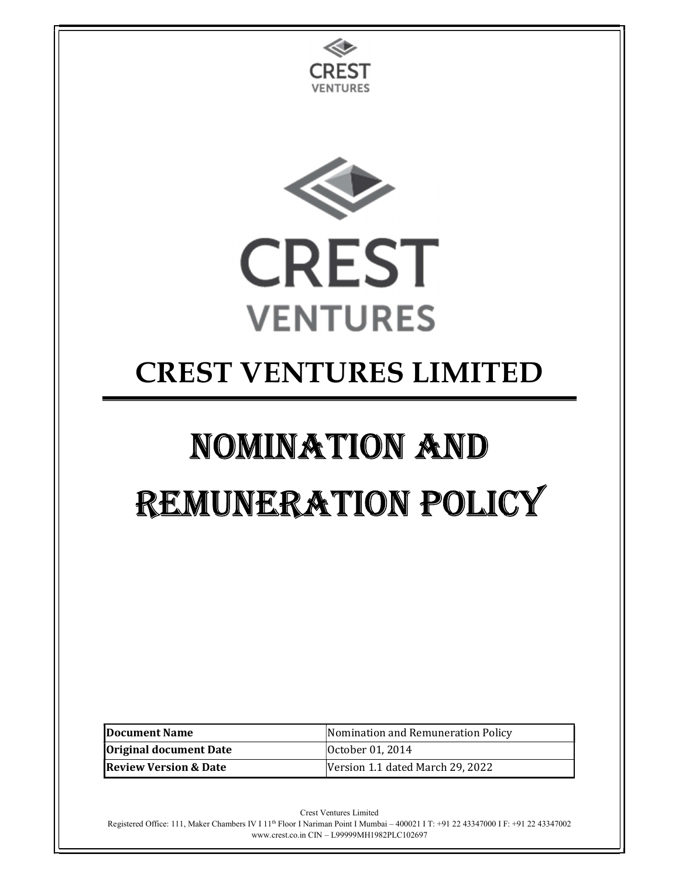# CREST VENTURES LIMITED

# NOMINATION AND REMUNERATION POLICY

| Document Name | Nomination and Remuneration Policy |
|---|---|
| Original document Date | October 01, 2014 |
| Review Version & Date | Version 1.1 dated March 29, 2022 |

Crest Ventures Limited
Registered Office: 111, Maker Chambers IV I 11th Floor I Nariman Point I Mumbai – 400021 I T: +91 22 43347000 I F: +91 22 43347002
www.crest.co.in CIN – L99999MH1982PLC102697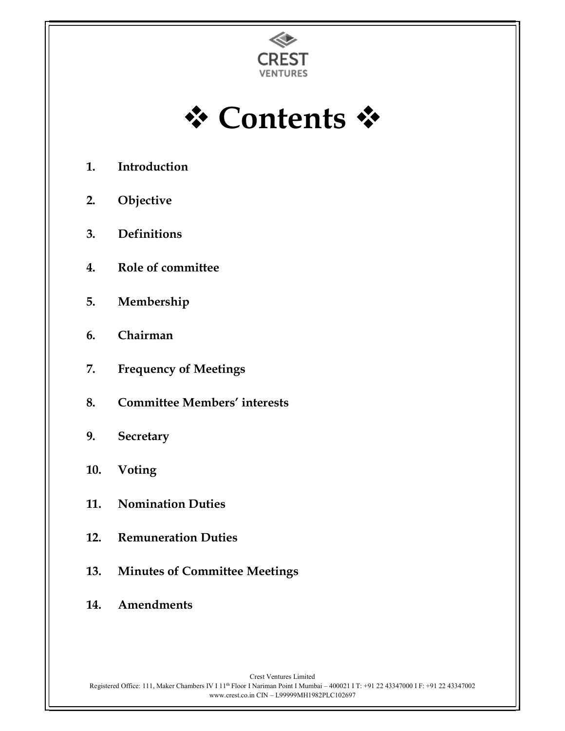# ❖ Contents ❖

1. **Introduction**
2. **Objective**
3. **Definitions**
4. **Role of committee**
5. **Membership**
6. **Chairman**
7. **Frequency of Meetings**
8. **Committee Members' interests**
9. **Secretary**
10. **Voting**
11. **Nomination Duties**
12. **Remuneration Duties**
13. **Minutes of Committee Meetings**
14. **Amendments**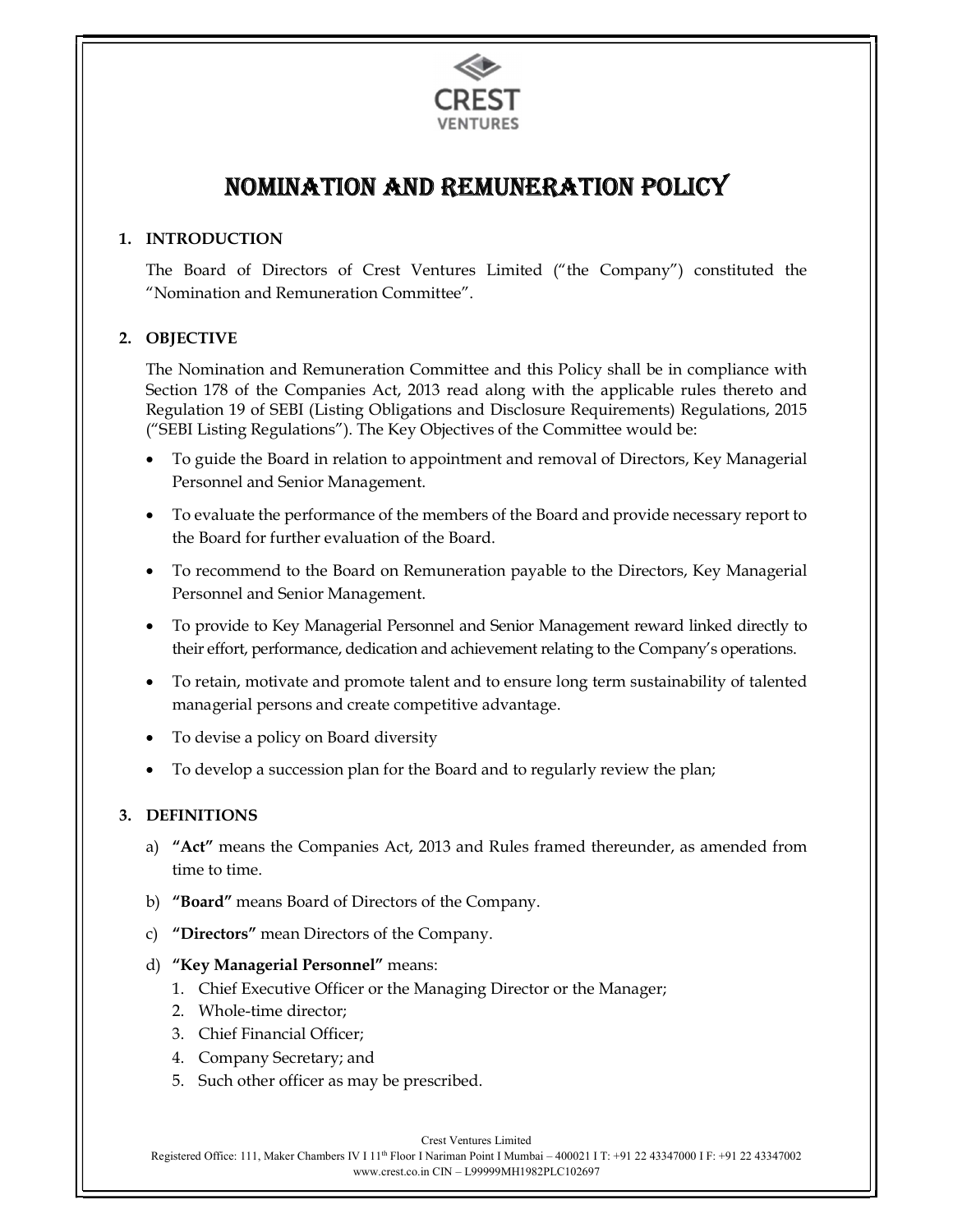# NOMINATION AND REMUNERATION POLICY

## 1. INTRODUCTION

The Board of Directors of Crest Ventures Limited ("the Company") constituted the "Nomination and Remuneration Committee".

## 2. OBJECTIVE

The Nomination and Remuneration Committee and this Policy shall be in compliance with Section 178 of the Companies Act, 2013 read along with the applicable rules thereto and Regulation 19 of SEBI (Listing Obligations and Disclosure Requirements) Regulations, 2015 ("SEBI Listing Regulations"). The Key Objectives of the Committee would be:

- To guide the Board in relation to appointment and removal of Directors, Key Managerial Personnel and Senior Management.
- To evaluate the performance of the members of the Board and provide necessary report to the Board for further evaluation of the Board.
- To recommend to the Board on Remuneration payable to the Directors, Key Managerial Personnel and Senior Management.
- To provide to Key Managerial Personnel and Senior Management reward linked directly to their effort, performance, dedication and achievement relating to the Company's operations.
- To retain, motivate and promote talent and to ensure long term sustainability of talented managerial persons and create competitive advantage.
- To devise a policy on Board diversity
- To develop a succession plan for the Board and to regularly review the plan;

## 3. DEFINITIONS

a) **"Act"** means the Companies Act, 2013 and Rules framed thereunder, as amended from time to time.

b) **"Board"** means Board of Directors of the Company.

c) **"Directors"** mean Directors of the Company.

d) **"Key Managerial Personnel"** means:
   1. Chief Executive Officer or the Managing Director or the Manager;
   2. Whole-time director;
   3. Chief Financial Officer;
   4. Company Secretary; and
   5. Such other officer as may be prescribed.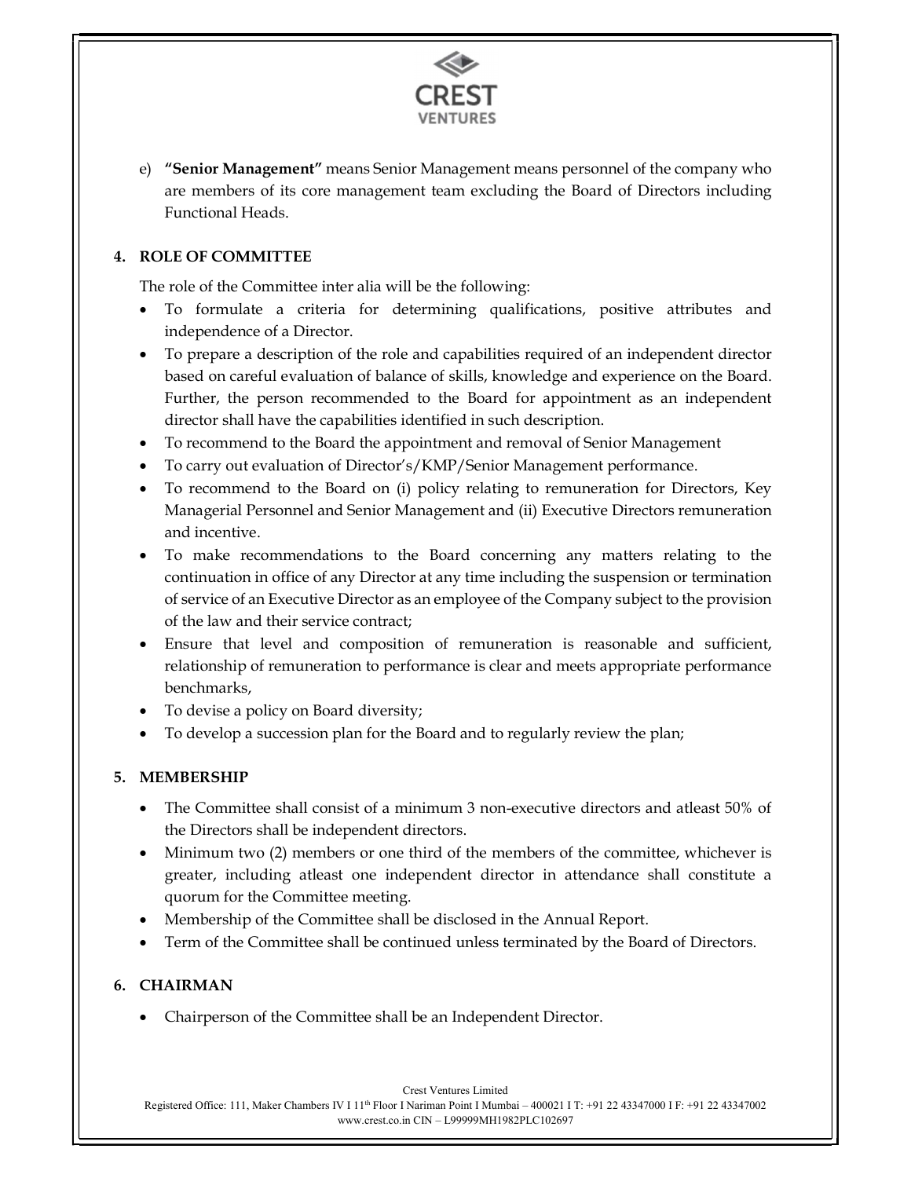e) **"Senior Management"** means Senior Management means personnel of the company who are members of its core management team excluding the Board of Directors including Functional Heads.

## 4. ROLE OF COMMITTEE

The role of the Committee inter alia will be the following:

- To formulate a criteria for determining qualifications, positive attributes and independence of a Director.
- To prepare a description of the role and capabilities required of an independent director based on careful evaluation of balance of skills, knowledge and experience on the Board. Further, the person recommended to the Board for appointment as an independent director shall have the capabilities identified in such description.
- To recommend to the Board the appointment and removal of Senior Management
- To carry out evaluation of Director's/KMP/Senior Management performance.
- To recommend to the Board on (i) policy relating to remuneration for Directors, Key Managerial Personnel and Senior Management and (ii) Executive Directors remuneration and incentive.
- To make recommendations to the Board concerning any matters relating to the continuation in office of any Director at any time including the suspension or termination of service of an Executive Director as an employee of the Company subject to the provision of the law and their service contract;
- Ensure that level and composition of remuneration is reasonable and sufficient, relationship of remuneration to performance is clear and meets appropriate performance benchmarks,
- To devise a policy on Board diversity;
- To develop a succession plan for the Board and to regularly review the plan;

## 5. MEMBERSHIP

- The Committee shall consist of a minimum 3 non-executive directors and atleast 50% of the Directors shall be independent directors.
- Minimum two (2) members or one third of the members of the committee, whichever is greater, including atleast one independent director in attendance shall constitute a quorum for the Committee meeting.
- Membership of the Committee shall be disclosed in the Annual Report.
- Term of the Committee shall be continued unless terminated by the Board of Directors.

## 6. CHAIRMAN

- Chairperson of the Committee shall be an Independent Director.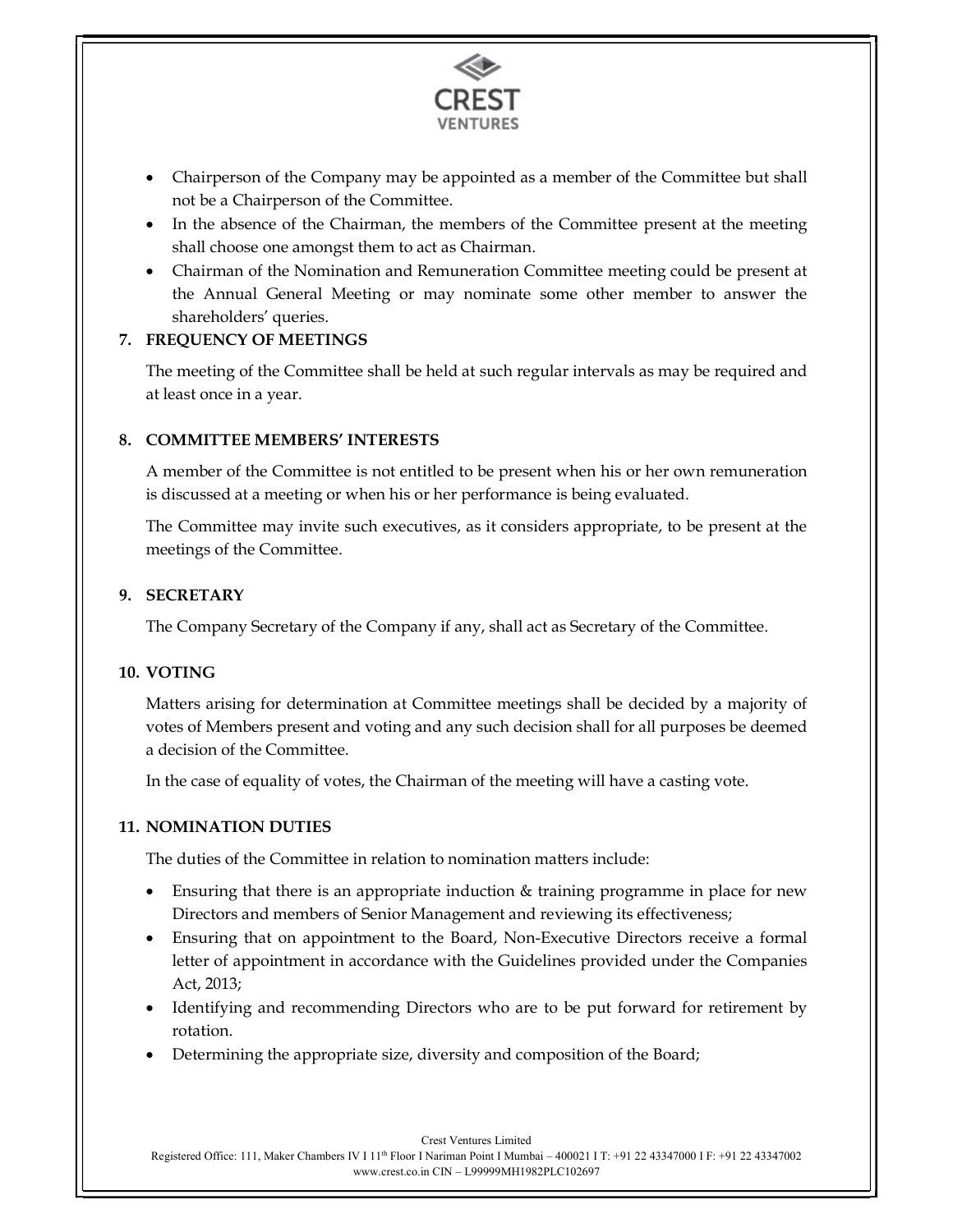- Chairperson of the Company may be appointed as a member of the Committee but shall not be a Chairperson of the Committee.
- In the absence of the Chairman, the members of the Committee present at the meeting shall choose one amongst them to act as Chairman.
- Chairman of the Nomination and Remuneration Committee meeting could be present at the Annual General Meeting or may nominate some other member to answer the shareholders' queries.

## 7. FREQUENCY OF MEETINGS

The meeting of the Committee shall be held at such regular intervals as may be required and at least once in a year.

## 8. COMMITTEE MEMBERS' INTERESTS

A member of the Committee is not entitled to be present when his or her own remuneration is discussed at a meeting or when his or her performance is being evaluated.

The Committee may invite such executives, as it considers appropriate, to be present at the meetings of the Committee.

## 9. SECRETARY

The Company Secretary of the Company if any, shall act as Secretary of the Committee.

## 10. VOTING

Matters arising for determination at Committee meetings shall be decided by a majority of votes of Members present and voting and any such decision shall for all purposes be deemed a decision of the Committee.

In the case of equality of votes, the Chairman of the meeting will have a casting vote.

## 11. NOMINATION DUTIES

The duties of the Committee in relation to nomination matters include:

- Ensuring that there is an appropriate induction & training programme in place for new Directors and members of Senior Management and reviewing its effectiveness;
- Ensuring that on appointment to the Board, Non-Executive Directors receive a formal letter of appointment in accordance with the Guidelines provided under the Companies Act, 2013;
- Identifying and recommending Directors who are to be put forward for retirement by rotation.
- Determining the appropriate size, diversity and composition of the Board;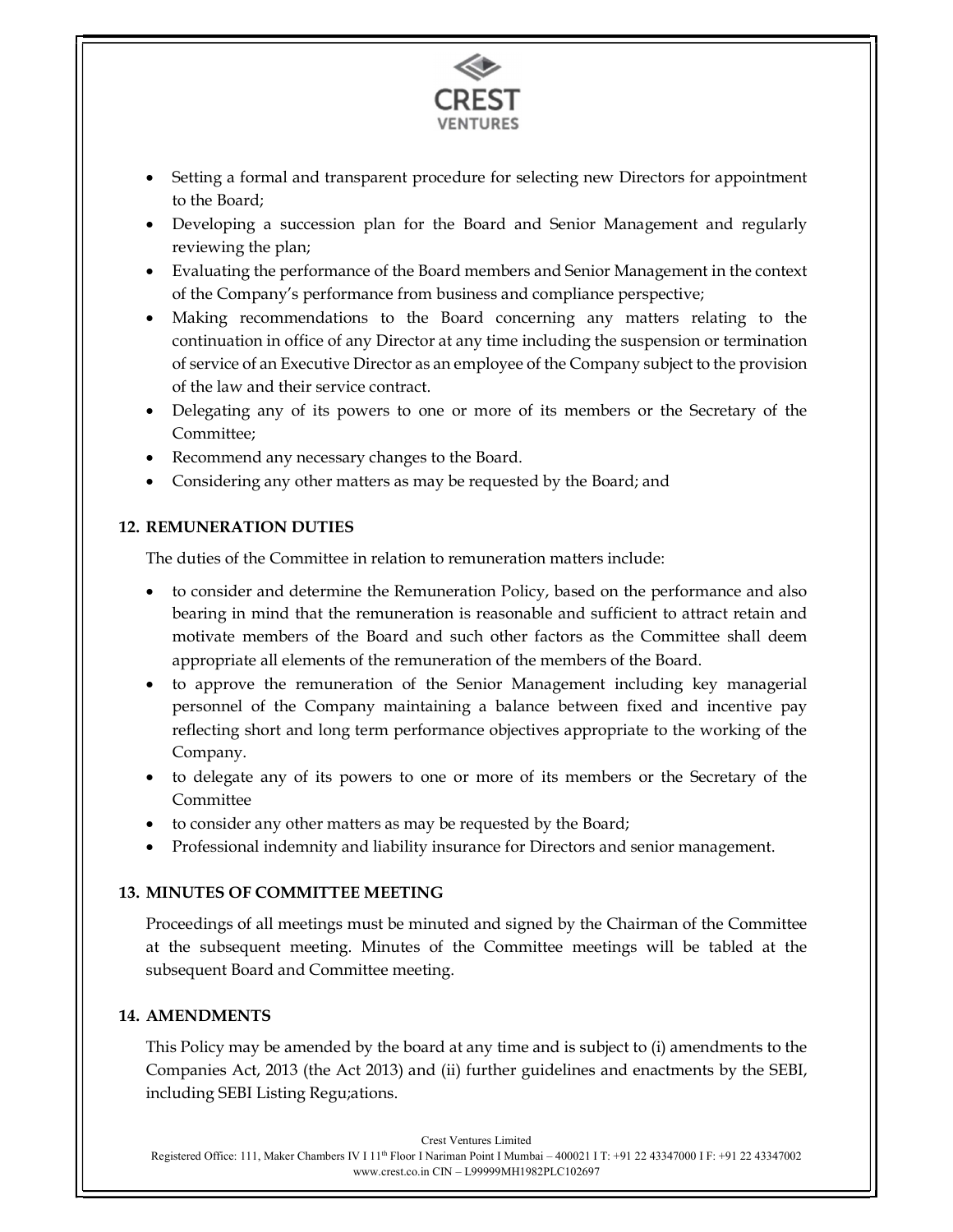- Setting a formal and transparent procedure for selecting new Directors for appointment to the Board;
- Developing a succession plan for the Board and Senior Management and regularly reviewing the plan;
- Evaluating the performance of the Board members and Senior Management in the context of the Company's performance from business and compliance perspective;
- Making recommendations to the Board concerning any matters relating to the continuation in office of any Director at any time including the suspension or termination of service of an Executive Director as an employee of the Company subject to the provision of the law and their service contract.
- Delegating any of its powers to one or more of its members or the Secretary of the Committee;
- Recommend any necessary changes to the Board.
- Considering any other matters as may be requested by the Board; and

## 12. REMUNERATION DUTIES

The duties of the Committee in relation to remuneration matters include:

- to consider and determine the Remuneration Policy, based on the performance and also bearing in mind that the remuneration is reasonable and sufficient to attract retain and motivate members of the Board and such other factors as the Committee shall deem appropriate all elements of the remuneration of the members of the Board.
- to approve the remuneration of the Senior Management including key managerial personnel of the Company maintaining a balance between fixed and incentive pay reflecting short and long term performance objectives appropriate to the working of the Company.
- to delegate any of its powers to one or more of its members or the Secretary of the Committee
- to consider any other matters as may be requested by the Board;
- Professional indemnity and liability insurance for Directors and senior management.

## 13. MINUTES OF COMMITTEE MEETING

Proceedings of all meetings must be minuted and signed by the Chairman of the Committee at the subsequent meeting. Minutes of the Committee meetings will be tabled at the subsequent Board and Committee meeting.

## 14. AMENDMENTS

This Policy may be amended by the board at any time and is subject to (i) amendments to the Companies Act, 2013 (the Act 2013) and (ii) further guidelines and enactments by the SEBI, including SEBI Listing Regu;ations.